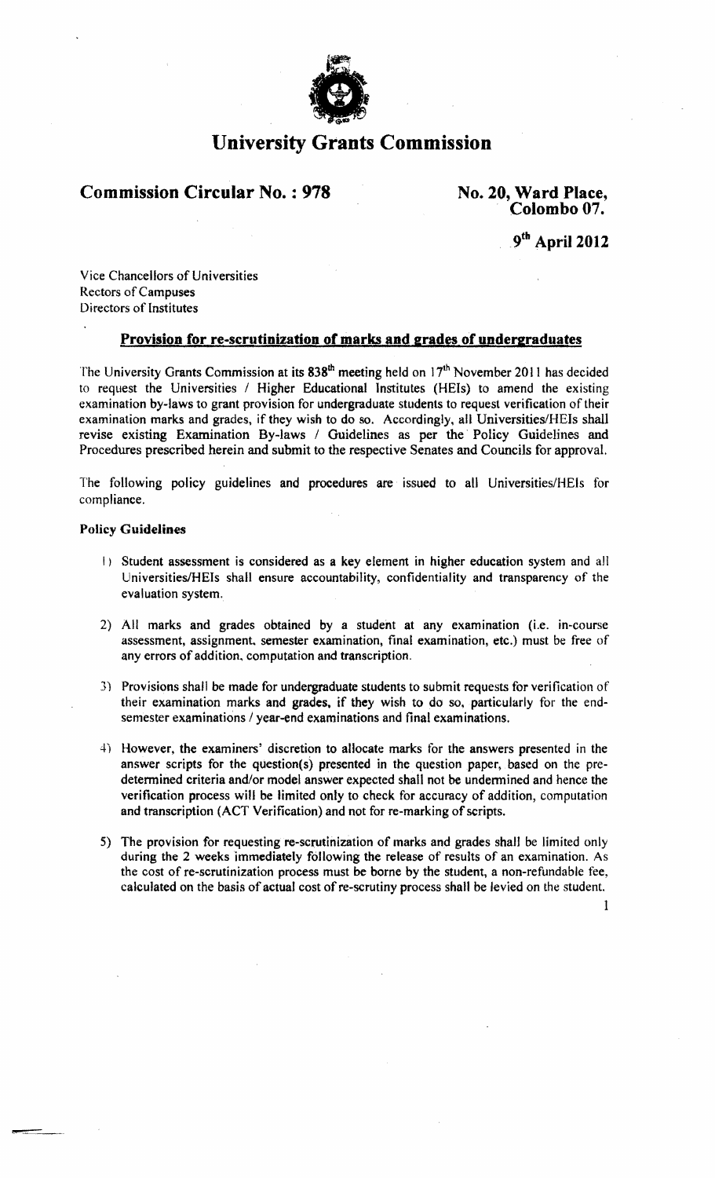# University Grants Commission

**Commission Circular No. : 978**

**No. 20, Ward Place, Colombo 07.**

**9th April 2012**

Vice Chancellors of Universities
Rectors of Campuses
Directors of Institutes

**Provision for re-scrutinization of marks and grades of undergraduates**

The University Grants Commission at its 838th meeting held on 17th November 2011 has decided to request the Universities / Higher Educational Institutes (HEIs) to amend the existing examination by-laws to grant provision for undergraduate students to request verification of their examination marks and grades, if they wish to do so. Accordingly, all Universities/HEIs shall revise existing Examination By-laws / Guidelines as per the Policy Guidelines and Procedures prescribed herein and submit to the respective Senates and Councils for approval.

The following policy guidelines and procedures are issued to all Universities/HEIs for compliance.

**Policy Guidelines**

1) Student assessment is considered as a key element in higher education system and all Universities/HEIs shall ensure accountability, confidentiality and transparency of the evaluation system.

2) All marks and grades obtained by a student at any examination (i.e. in-course assessment, assignment, semester examination, final examination, etc.) must be free of any errors of addition, computation and transcription.

3) Provisions shall be made for undergraduate students to submit requests for verification of their examination marks and grades, if they wish to do so, particularly for the end-semester examinations / year-end examinations and final examinations.

4) However, the examiners' discretion to allocate marks for the answers presented in the answer scripts for the question(s) presented in the question paper, based on the pre-determined criteria and/or model answer expected shall not be undermined and hence the verification process will be limited only to check for accuracy of addition, computation and transcription (ACT Verification) and not for re-marking of scripts.

5) The provision for requesting re-scrutinization of marks and grades shall be limited only during the 2 weeks immediately following the release of results of an examination. As the cost of re-scrutinization process must be borne by the student, a non-refundable fee, calculated on the basis of actual cost of re-scrutiny process shall be levied on the student.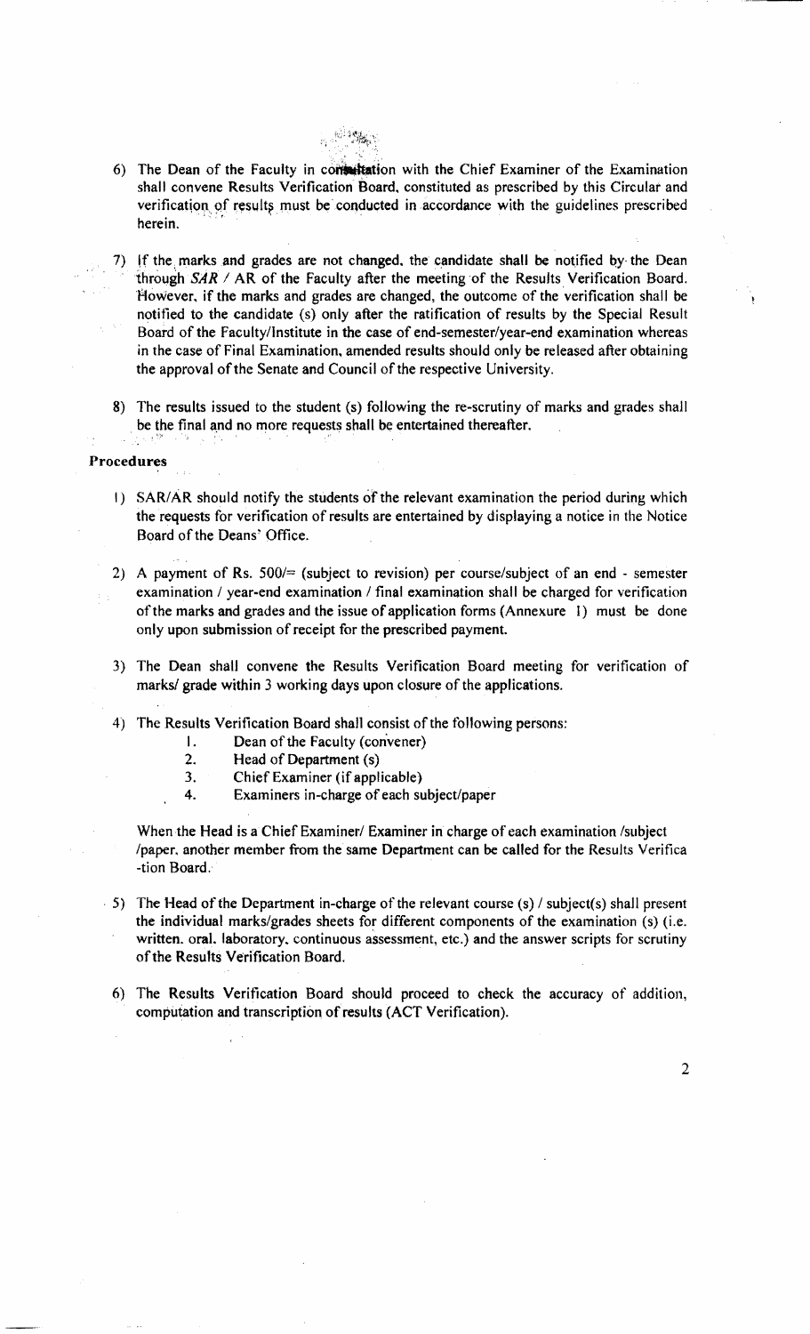6) The Dean of the Faculty in consultation with the Chief Examiner of the Examination shall convene Results Verification Board, constituted as prescribed by this Circular and verification of results must be conducted in accordance with the guidelines prescribed herein.

7) If the marks and grades are not changed, the candidate shall be notified by the Dean through *SAR* / AR of the Faculty after the meeting of the Results Verification Board. However, if the marks and grades are changed, the outcome of the verification shall be notified to the candidate (s) only after the ratification of results by the Special Result Board of the Faculty/Institute in the case of end-semester/year-end examination whereas in the case of Final Examination, amended results should only be released after obtaining the approval of the Senate and Council of the respective University.

8) The results issued to the student (s) following the re-scrutiny of marks and grades shall be the final and no more requests shall be entertained thereafter.

**Procedures**

1) SAR/AR should notify the students of the relevant examination the period during which the requests for verification of results are entertained by displaying a notice in the Notice Board of the Deans' Office.

2) A payment of Rs. 500/= (subject to revision) per course/subject of an end - semester examination / year-end examination / final examination shall be charged for verification of the marks and grades and the issue of application forms (Annexure 1) must be done only upon submission of receipt for the prescribed payment.

3) The Dean shall convene the Results Verification Board meeting for verification of marks/ grade within 3 working days upon closure of the applications.

4) The Results Verification Board shall consist of the following persons:
   1. Dean of the Faculty (convener)
   2. Head of Department (s)
   3. Chief Examiner (if applicable)
   4. Examiners in-charge of each subject/paper

   When the Head is a Chief Examiner/ Examiner in charge of each examination /subject /paper, another member from the same Department can be called for the Results Verifica -tion Board.

5) The Head of the Department in-charge of the relevant course (s) / subject(s) shall present the individual marks/grades sheets for different components of the examination (s) (i.e. written, oral, laboratory, continuous assessment, etc.) and the answer scripts for scrutiny of the Results Verification Board.

6) The Results Verification Board should proceed to check the accuracy of addition, computation and transcription of results (ACT Verification).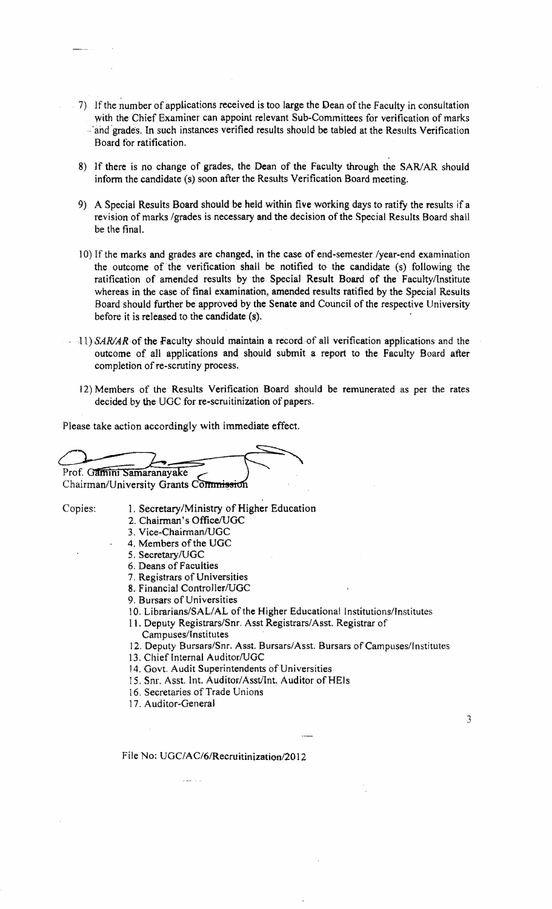7) If the number of applications received is too large the Dean of the Faculty in consultation with the Chief Examiner can appoint relevant Sub-Committees for verification of marks and grades. In such instances verified results should be tabled at the Results Verification Board for ratification.

8) If there is no change of grades, the Dean of the Faculty through the SAR/AR should inform the candidate (s) soon after the Results Verification Board meeting.

9) A Special Results Board should be held within five working days to ratify the results if a revision of marks /grades is necessary and the decision of the Special Results Board shall be the final.

10) If the marks and grades are changed, in the case of end-semester /year-end examination the outcome of the verification shall be notified to the candidate (s) following the ratification of amended results by the Special Result Board of the Faculty/Institute whereas in the case of final examination, amended results ratified by the Special Results Board should further be approved by the Senate and Council of the respective University before it is released to the candidate (s).

11) *SAR/AR* of the Faculty should maintain a record of all verification applications and the outcome of all applications and should submit a report to the Faculty Board after completion of re-scrutiny process.

12) Members of the Results Verification Board should be remunerated as per the rates decided by the UGC for re-scruitinization of papers.

Please take action accordingly with immediate effect.

Prof. Gamini Samaranayake
Chairman/University Grants Commission

Copies:

1. Secretary/Ministry of Higher Education
2. Chairman's Office/UGC
3. Vice-Chairman/UGC
4. Members of the UGC
5. Secretary/UGC
6. Deans of Faculties
7. Registrars of Universities
8. Financial Controller/UGC
9. Bursars of Universities
10. Librarians/SAL/AL of the Higher Educational Institutions/Institutes
11. Deputy Registrars/Snr. Asst Registrars/Asst. Registrar of Campuses/Institutes
12. Deputy Bursars/Snr. Asst. Bursars/Asst. Bursars of Campuses/Institutes
13. Chief Internal Auditor/UGC
14. Govt. Audit Superintendents of Universities
15. Snr. Asst. Int. Auditor/Asst/Int. Auditor of HEIs
16. Secretaries of Trade Unions
17. Auditor-General

File No: UGC/AC/6/Recruitinization/2012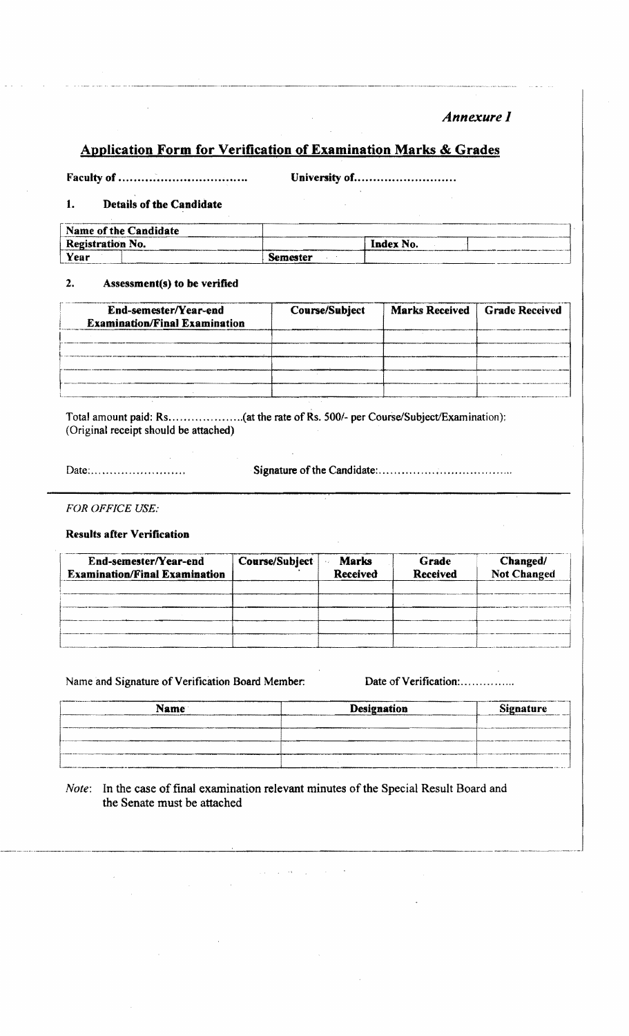*Annexure I*

## Application Form for Verification of Examination Marks & Grades

**Faculty of ……………………………** **University of………………………**

### 1. Details of the Candidate

| | | | | |
|---|---|---|---|---|
| **Name of the Candidate** | | | | |
| **Registration No.** | | | **Index No.** | |
| **Year** | | **Semester** | | |

### 2. Assessment(s) to be verified

| End-semester/Year-end Examination/Final Examination | Course/Subject | Marks Received | Grade Received |
|---|---|---|---|
| | | | |
| | | | |
| | | | |

Total amount paid: Rs………………..(at the rate of Rs. 500/- per Course/Subject/Examination);
(Original receipt should be attached)

Date:…………………… Signature of the Candidate:……………………………..

---

*FOR OFFICE USE:*

**Results after Verification**

| End-semester/Year-end Examination/Final Examination | Course/Subject | Marks Received | Grade Received | Changed/ Not Changed |
|---|---|---|---|---|
| | | | | |
| | | | | |
| | | | | |

Name and Signature of Verification Board Member: Date of Verification:…………..

| Name | Designation | Signature |
|---|---|---|
| | | |
| | | |
| | | |

*Note*: In the case of final examination relevant minutes of the Special Result Board and the Senate must be attached